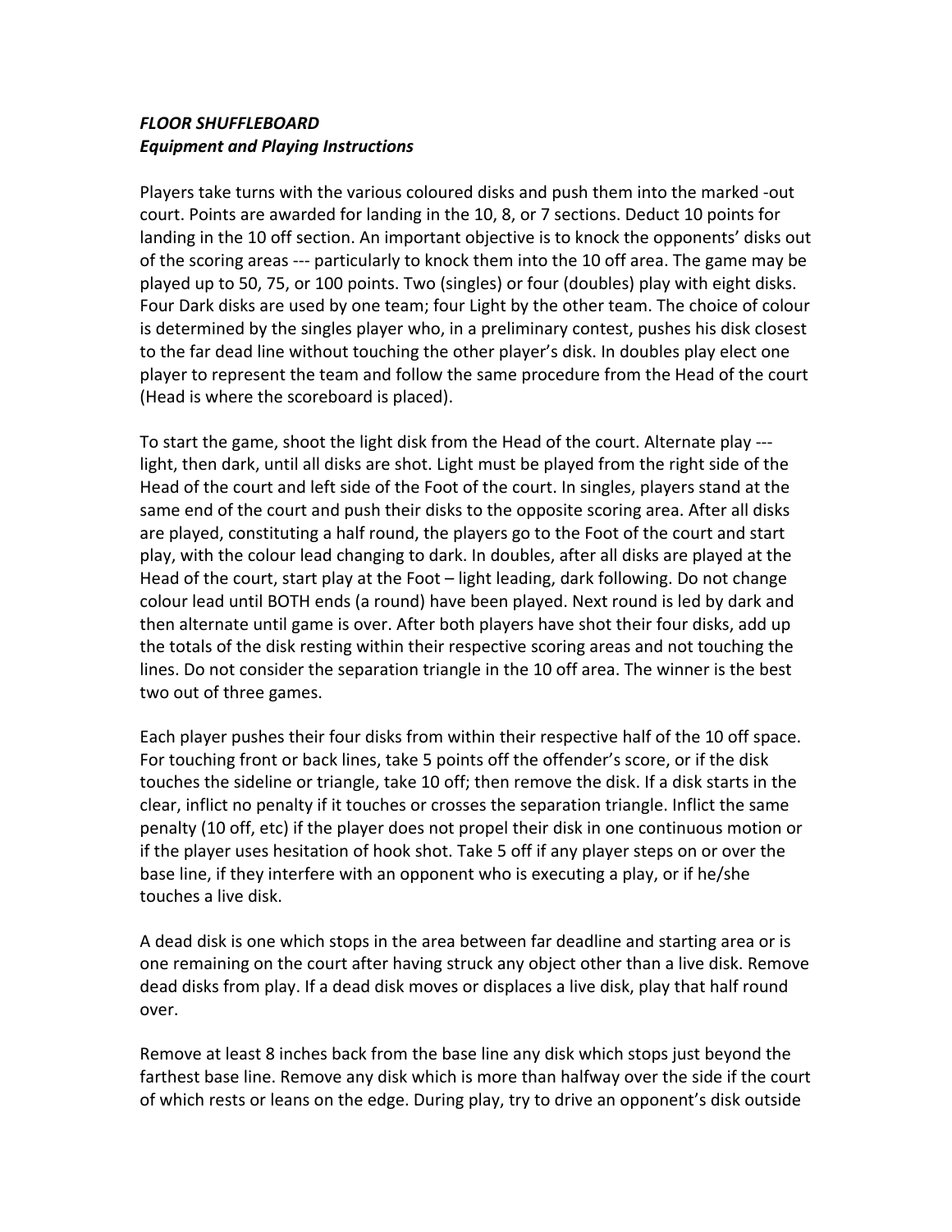***FLOOR SHUFFLEBOARD***
***Equipment and Playing Instructions***

Players take turns with the various coloured disks and push them into the marked -out court. Points are awarded for landing in the 10, 8, or 7 sections. Deduct 10 points for landing in the 10 off section. An important objective is to knock the opponents' disks out of the scoring areas --- particularly to knock them into the 10 off area. The game may be played up to 50, 75, or 100 points. Two (singles) or four (doubles) play with eight disks. Four Dark disks are used by one team; four Light by the other team. The choice of colour is determined by the singles player who, in a preliminary contest, pushes his disk closest to the far dead line without touching the other player's disk. In doubles play elect one player to represent the team and follow the same procedure from the Head of the court (Head is where the scoreboard is placed).

To start the game, shoot the light disk from the Head of the court. Alternate play --- light, then dark, until all disks are shot. Light must be played from the right side of the Head of the court and left side of the Foot of the court. In singles, players stand at the same end of the court and push their disks to the opposite scoring area. After all disks are played, constituting a half round, the players go to the Foot of the court and start play, with the colour lead changing to dark. In doubles, after all disks are played at the Head of the court, start play at the Foot – light leading, dark following. Do not change colour lead until BOTH ends (a round) have been played. Next round is led by dark and then alternate until game is over. After both players have shot their four disks, add up the totals of the disk resting within their respective scoring areas and not touching the lines. Do not consider the separation triangle in the 10 off area. The winner is the best two out of three games.

Each player pushes their four disks from within their respective half of the 10 off space. For touching front or back lines, take 5 points off the offender's score, or if the disk touches the sideline or triangle, take 10 off; then remove the disk. If a disk starts in the clear, inflict no penalty if it touches or crosses the separation triangle. Inflict the same penalty (10 off, etc) if the player does not propel their disk in one continuous motion or if the player uses hesitation of hook shot. Take 5 off if any player steps on or over the base line, if they interfere with an opponent who is executing a play, or if he/she touches a live disk.

A dead disk is one which stops in the area between far deadline and starting area or is one remaining on the court after having struck any object other than a live disk. Remove dead disks from play. If a dead disk moves or displaces a live disk, play that half round over.

Remove at least 8 inches back from the base line any disk which stops just beyond the farthest base line. Remove any disk which is more than halfway over the side if the court of which rests or leans on the edge. During play, try to drive an opponent's disk outside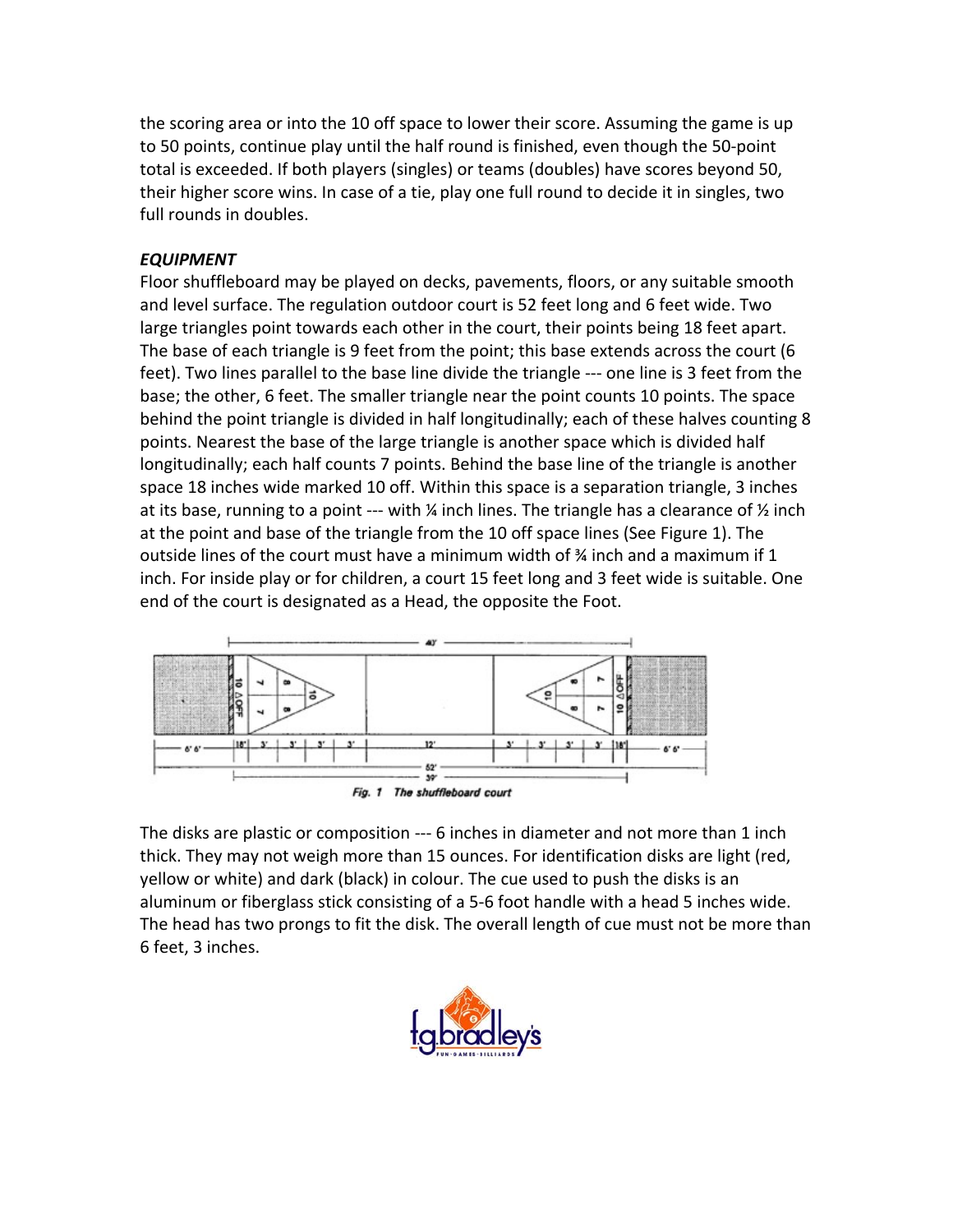the scoring area or into the 10 off space to lower their score. Assuming the game is up to 50 points, continue play until the half round is finished, even though the 50-point total is exceeded. If both players (singles) or teams (doubles) have scores beyond 50, their higher score wins. In case of a tie, play one full round to decide it in singles, two full rounds in doubles.

***EQUIPMENT***

Floor shuffleboard may be played on decks, pavements, floors, or any suitable smooth and level surface. The regulation outdoor court is 52 feet long and 6 feet wide. Two large triangles point towards each other in the court, their points being 18 feet apart. The base of each triangle is 9 feet from the point; this base extends across the court (6 feet). Two lines parallel to the base line divide the triangle --- one line is 3 feet from the base; the other, 6 feet. The smaller triangle near the point counts 10 points. The space behind the point triangle is divided in half longitudinally; each of these halves counting 8 points. Nearest the base of the large triangle is another space which is divided half longitudinally; each half counts 7 points. Behind the base line of the triangle is another space 18 inches wide marked 10 off. Within this space is a separation triangle, 3 inches at its base, running to a point --- with ¼ inch lines. The triangle has a clearance of ½ inch at the point and base of the triangle from the 10 off space lines (See Figure 1). The outside lines of the court must have a minimum width of ¾ inch and a maximum if 1 inch. For inside play or for children, a court 15 feet long and 3 feet wide is suitable. One end of the court is designated as a Head, the opposite the Foot.

40'

10 OFF | 7 | 8 | 10 | 7 | 8 | 10 OFF

6' 6" | 18" | 3' | 3' | 3' | 12' | 3' | 3' | 3' | 18" | 6' 6"

52'

39'

*Fig. 1 The shuffleboard court*

The disks are plastic or composition --- 6 inches in diameter and not more than 1 inch thick. They may not weigh more than 15 ounces. For identification disks are light (red, yellow or white) and dark (black) in colour. The cue used to push the disks is an aluminum or fiberglass stick consisting of a 5-6 foot handle with a head 5 inches wide. The head has two prongs to fit the disk. The overall length of cue must not be more than 6 feet, 3 inches.